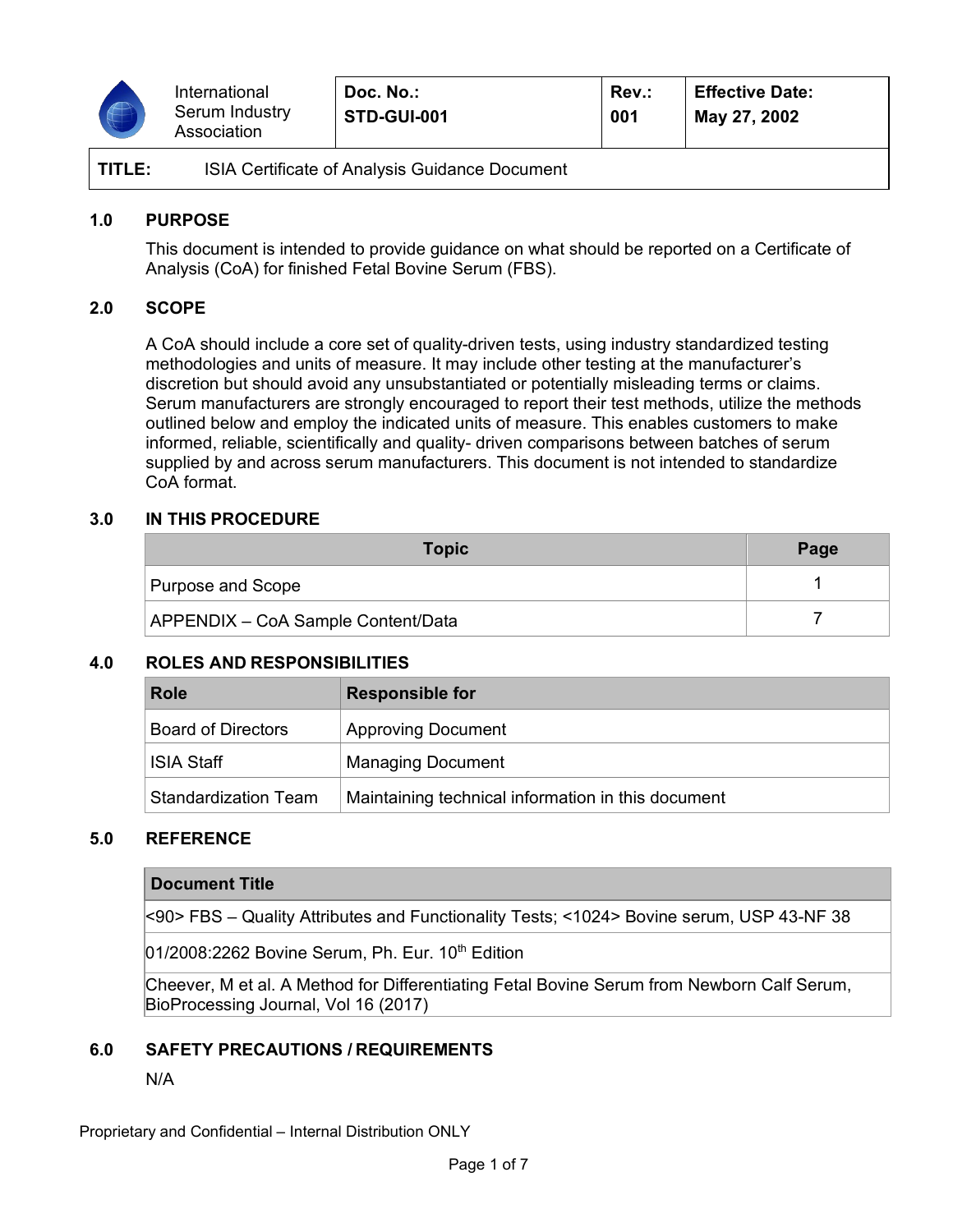| International Serum Industry Association | Doc. No.: STD-GUI-001 | Rev.: 001 | Effective Date: May 27, 2002 |
| --- | --- | --- | --- |
| **TITLE:** | ISIA Certificate of Analysis Guidance Document | | |

## 1.0 PURPOSE

This document is intended to provide guidance on what should be reported on a Certificate of Analysis (CoA) for finished Fetal Bovine Serum (FBS).

## 2.0 SCOPE

A CoA should include a core set of quality-driven tests, using industry standardized testing methodologies and units of measure. It may include other testing at the manufacturer's discretion but should avoid any unsubstantiated or potentially misleading terms or claims. Serum manufacturers are strongly encouraged to report their test methods, utilize the methods outlined below and employ the indicated units of measure. This enables customers to make informed, reliable, scientifically and quality- driven comparisons between batches of serum supplied by and across serum manufacturers. This document is not intended to standardize CoA format.

## 3.0 IN THIS PROCEDURE

| Topic | Page |
| --- | --- |
| Purpose and Scope | 1 |
| APPENDIX – CoA Sample Content/Data | 7 |

## 4.0 ROLES AND RESPONSIBILITIES

| Role | Responsible for |
| --- | --- |
| Board of Directors | Approving Document |
| ISIA Staff | Managing Document |
| Standardization Team | Maintaining technical information in this document |

## 5.0 REFERENCE

| Document Title |
| --- |
| <90> FBS – Quality Attributes and Functionality Tests; <1024> Bovine serum, USP 43-NF 38 |
| 01/2008:2262 Bovine Serum, Ph. Eur. 10th Edition |
| Cheever, M et al. A Method for Differentiating Fetal Bovine Serum from Newborn Calf Serum, BioProcessing Journal, Vol 16 (2017) |

## 6.0 SAFETY PRECAUTIONS / REQUIREMENTS

N/A

Proprietary and Confidential – Internal Distribution ONLY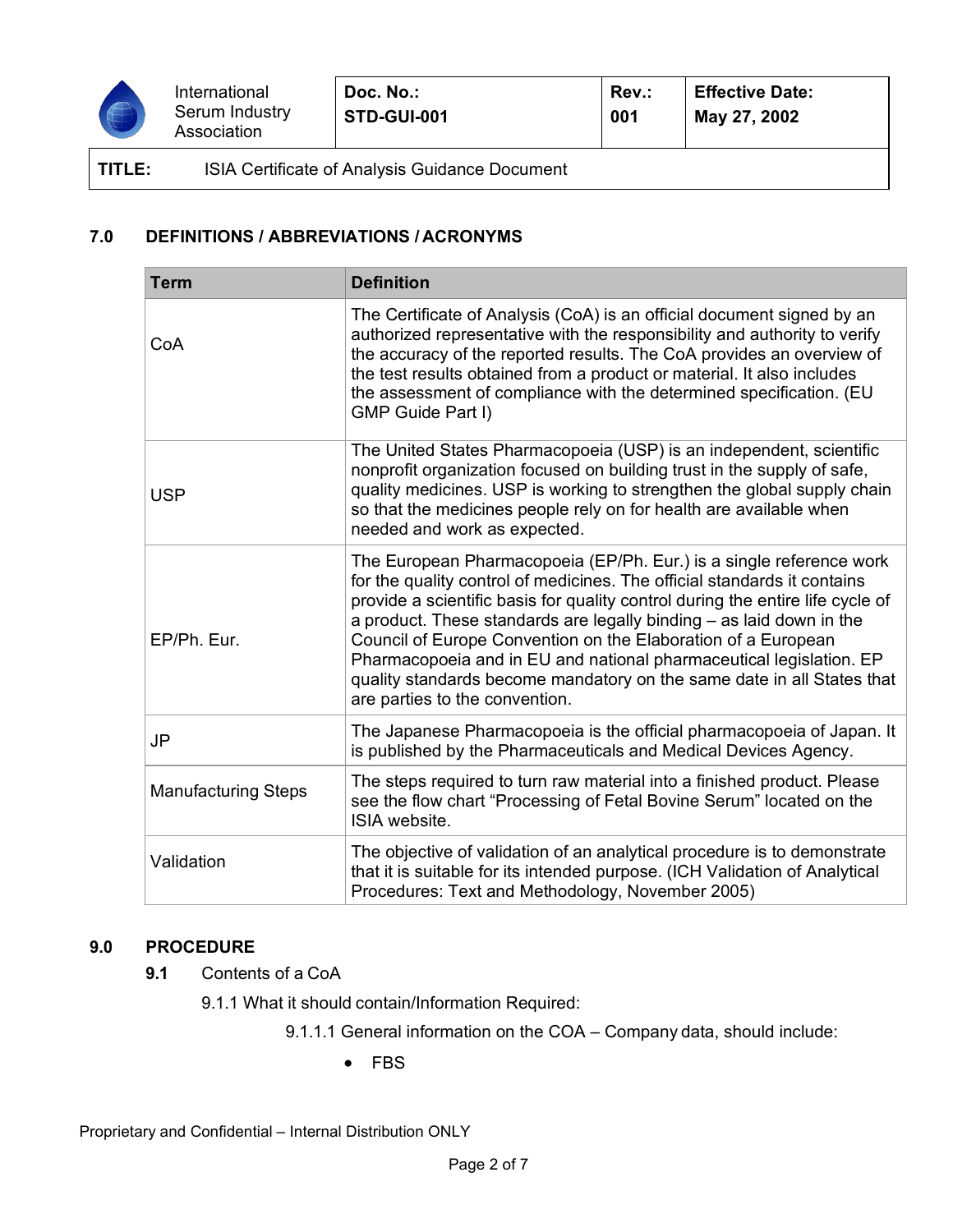## 7.0 DEFINITIONS / ABBREVIATIONS / ACRONYMS

| Term | Definition |
| --- | --- |
| CoA | The Certificate of Analysis (CoA) is an official document signed by an authorized representative with the responsibility and authority to verify the accuracy of the reported results. The CoA provides an overview of the test results obtained from a product or material. It also includes the assessment of compliance with the determined specification. (EU GMP Guide Part I) |
| USP | The United States Pharmacopoeia (USP) is an independent, scientific nonprofit organization focused on building trust in the supply of safe, quality medicines. USP is working to strengthen the global supply chain so that the medicines people rely on for health are available when needed and work as expected. |
| EP/Ph. Eur. | The European Pharmacopoeia (EP/Ph. Eur.) is a single reference work for the quality control of medicines. The official standards it contains provide a scientific basis for quality control during the entire life cycle of a product. These standards are legally binding – as laid down in the Council of Europe Convention on the Elaboration of a European Pharmacopoeia and in EU and national pharmaceutical legislation. EP quality standards become mandatory on the same date in all States that are parties to the convention. |
| JP | The Japanese Pharmacopoeia is the official pharmacopoeia of Japan. It is published by the Pharmaceuticals and Medical Devices Agency. |
| Manufacturing Steps | The steps required to turn raw material into a finished product. Please see the flow chart "Processing of Fetal Bovine Serum" located on the ISIA website. |
| Validation | The objective of validation of an analytical procedure is to demonstrate that it is suitable for its intended purpose. (ICH Validation of Analytical Procedures: Text and Methodology, November 2005) |

## 9.0 PROCEDURE

**9.1** Contents of a CoA

9.1.1 What it should contain/Information Required:

9.1.1.1 General information on the COA – Company data, should include:

- FBS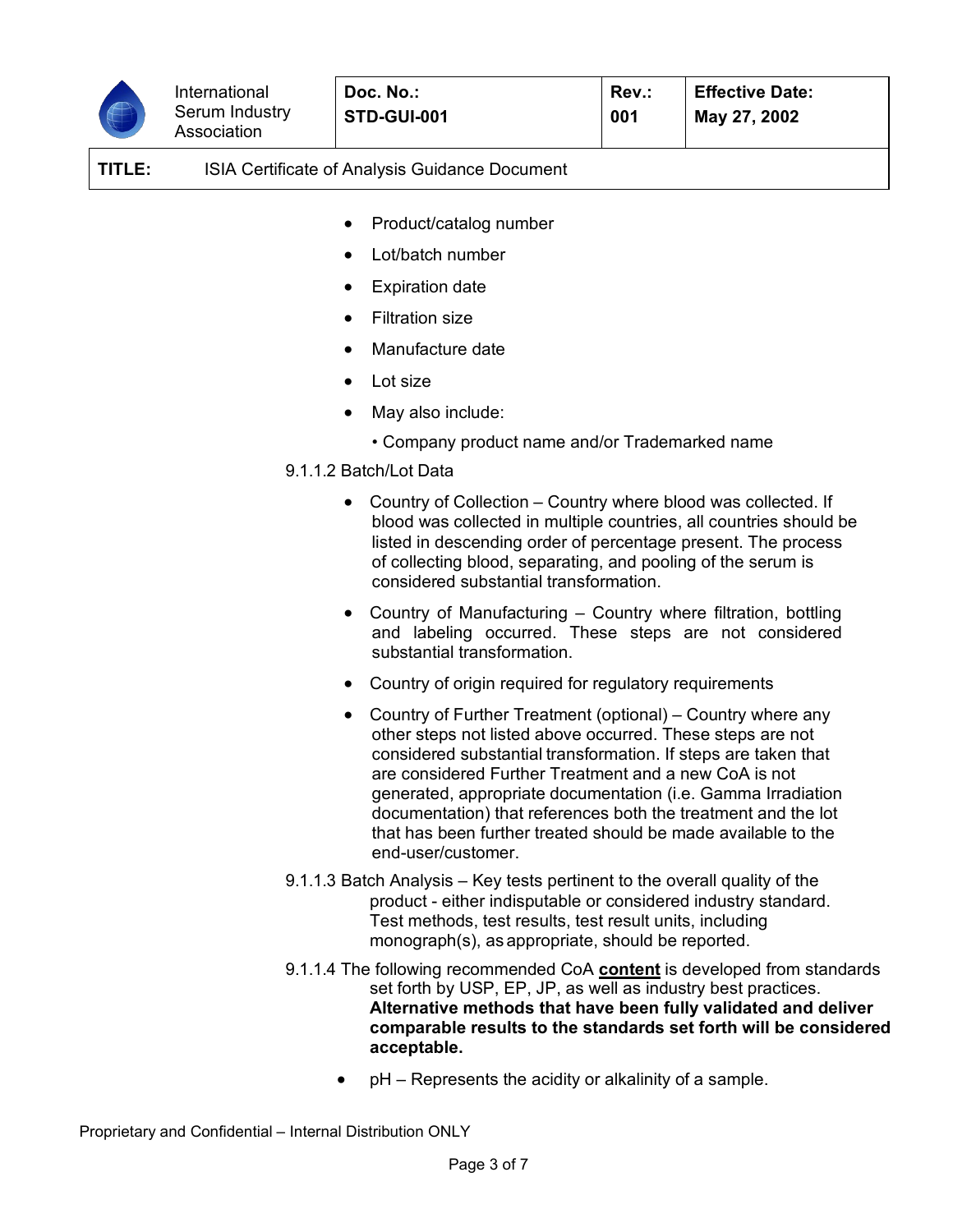- Product/catalog number
- Lot/batch number
- Expiration date
- Filtration size
- Manufacture date
- Lot size
- May also include:
  - Company product name and/or Trademarked name

9.1.1.2 Batch/Lot Data

- Country of Collection – Country where blood was collected. If blood was collected in multiple countries, all countries should be listed in descending order of percentage present. The process of collecting blood, separating, and pooling of the serum is considered substantial transformation.
- Country of Manufacturing – Country where filtration, bottling and labeling occurred. These steps are not considered substantial transformation.
- Country of origin required for regulatory requirements
- Country of Further Treatment (optional) – Country where any other steps not listed above occurred. These steps are not considered substantial transformation. If steps are taken that are considered Further Treatment and a new CoA is not generated, appropriate documentation (i.e. Gamma Irradiation documentation) that references both the treatment and the lot that has been further treated should be made available to the end-user/customer.

9.1.1.3 Batch Analysis – Key tests pertinent to the overall quality of the product - either indisputable or considered industry standard. Test methods, test results, test result units, including monograph(s), as appropriate, should be reported.

9.1.1.4 The following recommended CoA **content** is developed from standards set forth by USP, EP, JP, as well as industry best practices. **Alternative methods that have been fully validated and deliver comparable results to the standards set forth will be considered acceptable.**

- pH – Represents the acidity or alkalinity of a sample.

Proprietary and Confidential – Internal Distribution ONLY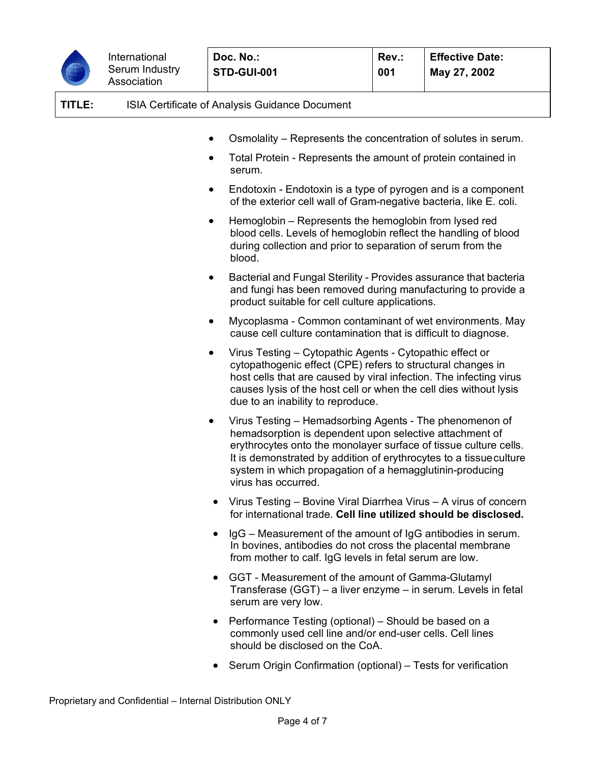- Osmolality – Represents the concentration of solutes in serum.
- Total Protein - Represents the amount of protein contained in serum.
- Endotoxin - Endotoxin is a type of pyrogen and is a component of the exterior cell wall of Gram-negative bacteria, like E. coli.
- Hemoglobin – Represents the hemoglobin from lysed red blood cells. Levels of hemoglobin reflect the handling of blood during collection and prior to separation of serum from the blood.
- Bacterial and Fungal Sterility - Provides assurance that bacteria and fungi has been removed during manufacturing to provide a product suitable for cell culture applications.
- Mycoplasma - Common contaminant of wet environments. May cause cell culture contamination that is difficult to diagnose.
- Virus Testing – Cytopathic Agents - Cytopathic effect or cytopathogenic effect (CPE) refers to structural changes in host cells that are caused by viral infection. The infecting virus causes lysis of the host cell or when the cell dies without lysis due to an inability to reproduce.
- Virus Testing – Hemadsorbing Agents - The phenomenon of hemadsorption is dependent upon selective attachment of erythrocytes onto the monolayer surface of tissue culture cells. It is demonstrated by addition of erythrocytes to a tissue culture system in which propagation of a hemagglutinin-producing virus has occurred.
- Virus Testing – Bovine Viral Diarrhea Virus – A virus of concern for international trade. **Cell line utilized should be disclosed.**
- IgG – Measurement of the amount of IgG antibodies in serum. In bovines, antibodies do not cross the placental membrane from mother to calf. IgG levels in fetal serum are low.
- GGT - Measurement of the amount of Gamma-Glutamyl Transferase (GGT) – a liver enzyme – in serum. Levels in fetal serum are very low.
- Performance Testing (optional) – Should be based on a commonly used cell line and/or end-user cells. Cell lines should be disclosed on the CoA.
- Serum Origin Confirmation (optional) – Tests for verification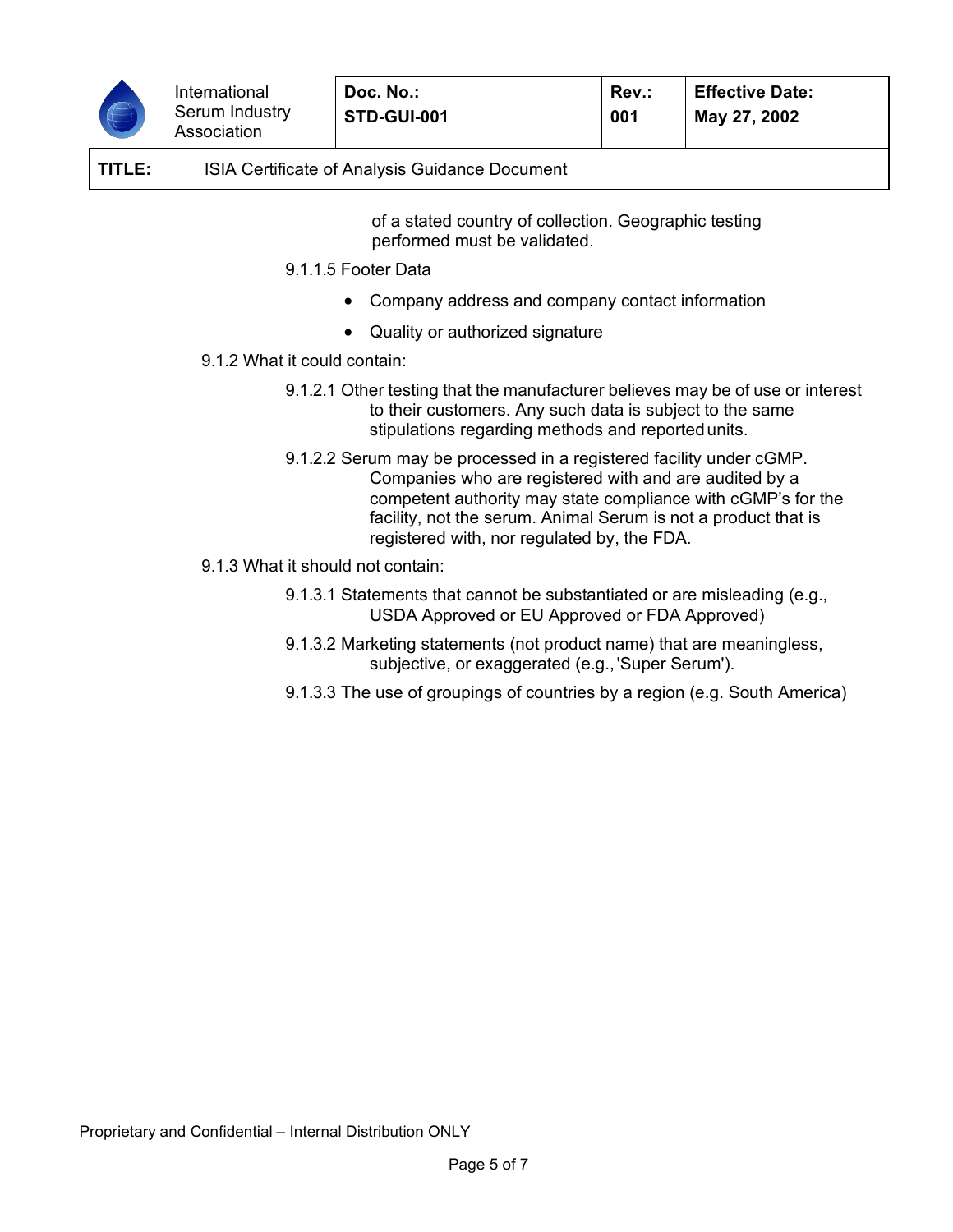of a stated country of collection. Geographic testing performed must be validated.

9.1.1.5 Footer Data

- Company address and company contact information
- Quality or authorized signature

9.1.2 What it could contain:

9.1.2.1 Other testing that the manufacturer believes may be of use or interest to their customers. Any such data is subject to the same stipulations regarding methods and reported units.

9.1.2.2 Serum may be processed in a registered facility under cGMP. Companies who are registered with and are audited by a competent authority may state compliance with cGMP's for the facility, not the serum. Animal Serum is not a product that is registered with, nor regulated by, the FDA.

9.1.3 What it should not contain:

9.1.3.1 Statements that cannot be substantiated or are misleading (e.g., USDA Approved or EU Approved or FDA Approved)

9.1.3.2 Marketing statements (not product name) that are meaningless, subjective, or exaggerated (e.g., 'Super Serum').

9.1.3.3 The use of groupings of countries by a region (e.g. South America)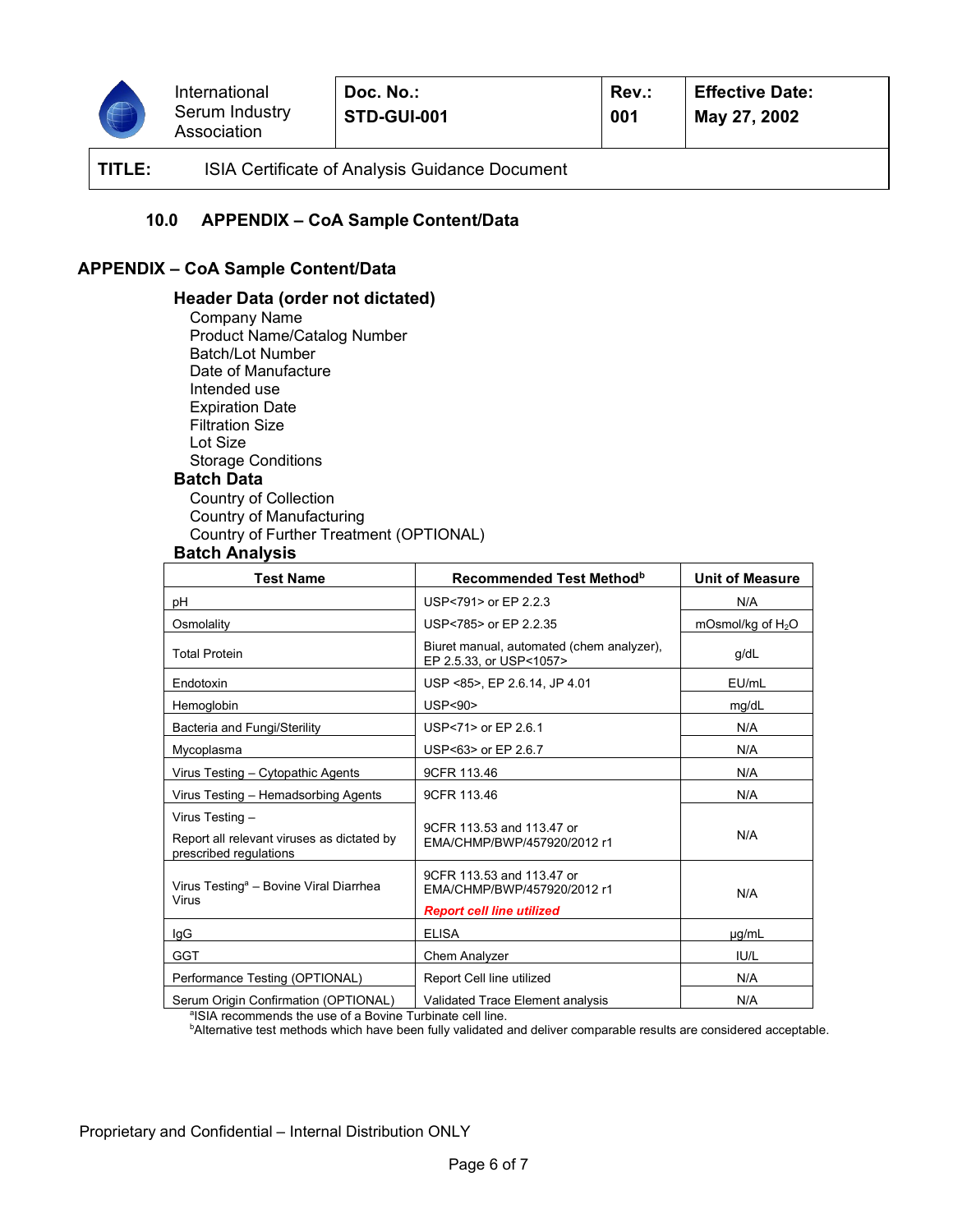## 10.0 APPENDIX – CoA Sample Content/Data

### APPENDIX – CoA Sample Content/Data

**Header Data (order not dictated)**

Company Name
Product Name/Catalog Number
Batch/Lot Number
Date of Manufacture
Intended use
Expiration Date
Filtration Size
Lot Size
Storage Conditions

**Batch Data**

Country of Collection
Country of Manufacturing
Country of Further Treatment (OPTIONAL)

**Batch Analysis**

| Test Name | Recommended Test Method[b] | Unit of Measure |
|---|---|---|
| pH | USP<791> or EP 2.2.3 | N/A |
| Osmolality | USP<785> or EP 2.2.35 | mOsmol/kg of $H_2O$ |
| Total Protein | Biuret manual, automated (chem analyzer), EP 2.5.33, or USP<1057> | g/dL |
| Endotoxin | USP <85>, EP 2.6.14, JP 4.01 | EU/mL |
| Hemoglobin | USP<90> | mg/dL |
| Bacteria and Fungi/Sterility | USP<71> or EP 2.6.1 | N/A |
| Mycoplasma | USP<63> or EP 2.6.7 | N/A |
| Virus Testing – Cytopathic Agents | 9CFR 113.46 | N/A |
| Virus Testing – Hemadsorbing Agents | 9CFR 113.46 | N/A |
| Virus Testing – Report all relevant viruses as dictated by prescribed regulations | 9CFR 113.53 and 113.47 or EMA/CHMP/BWP/457920/2012 r1 | N/A |
| Virus Testing[a] – Bovine Viral Diarrhea Virus | 9CFR 113.53 and 113.47 or EMA/CHMP/BWP/457920/2012 r1 ***Report cell line utilized*** | N/A |
| IgG | ELISA | µg/mL |
| GGT | Chem Analyzer | IU/L |
| Performance Testing (OPTIONAL) | Report Cell line utilized | N/A |
| Serum Origin Confirmation (OPTIONAL) | Validated Trace Element analysis | N/A |

[a]ISIA recommends the use of a Bovine Turbinate cell line.
[b]Alternative test methods which have been fully validated and deliver comparable results are considered acceptable.

Proprietary and Confidential – Internal Distribution ONLY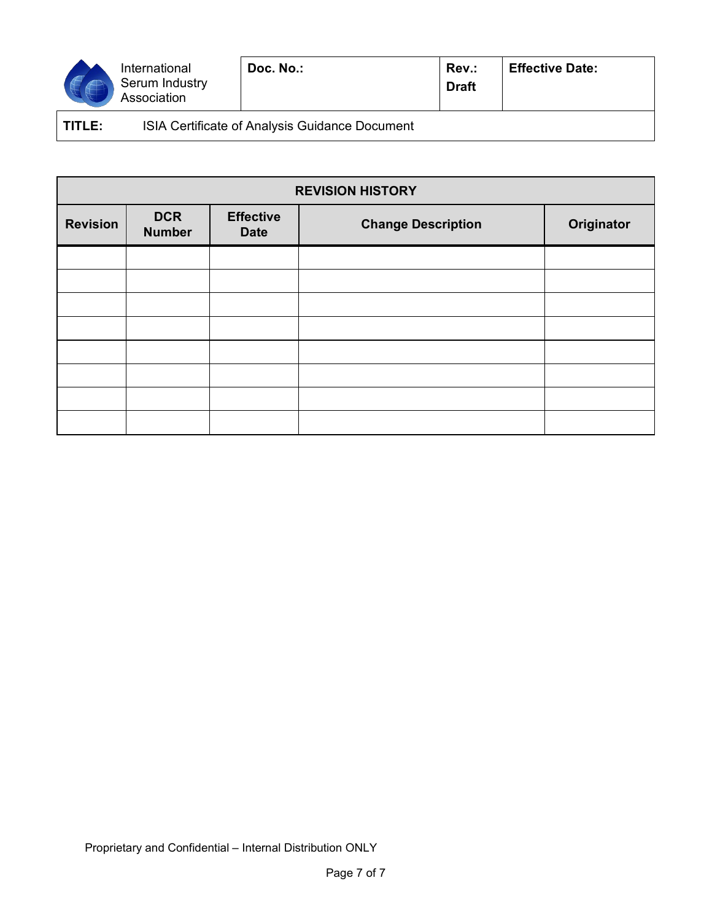| International Serum Industry Association | Doc. No.: | Rev.: Draft | Effective Date: |
| --- | --- | --- | --- |
| **TITLE:** | ISIA Certificate of Analysis Guidance Document | | |

| REVISION HISTORY | | | | |
| --- | --- | --- | --- | --- |
| **Revision** | **DCR Number** | **Effective Date** | **Change Description** | **Originator** |
| | | | | |
| | | | | |
| | | | | |
| | | | | |
| | | | | |
| | | | | |
| | | | | |
| | | | | |

Proprietary and Confidential – Internal Distribution ONLY